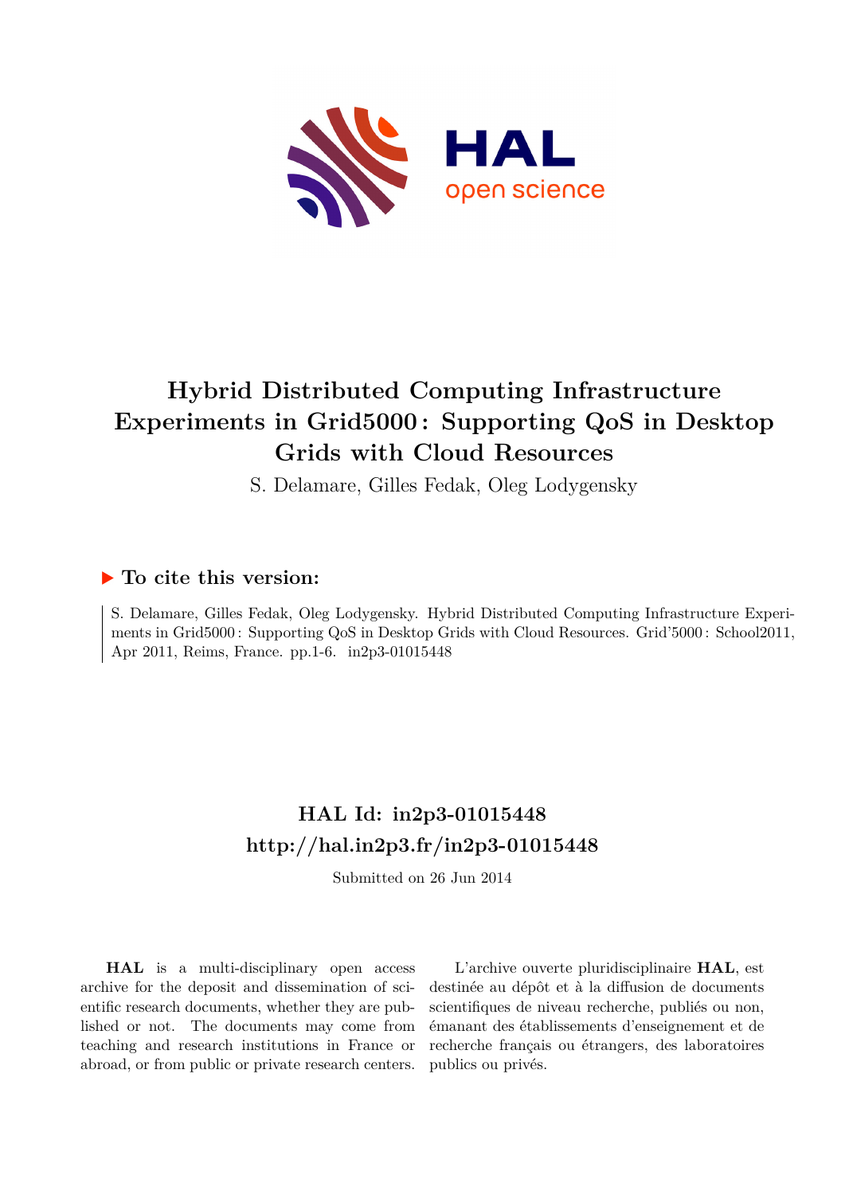# Hybrid Distributed Computing Infrastructure Experiments in Grid5000 : Supporting QoS in Desktop Grids with Cloud Resources

S. Delamare, Gilles Fedak, Oleg Lodygensky

## ▶ To cite this version:

S. Delamare, Gilles Fedak, Oleg Lodygensky. Hybrid Distributed Computing Infrastructure Experiments in Grid5000 : Supporting QoS in Desktop Grids with Cloud Resources. Grid'5000 : School2011, Apr 2011, Reims, France. pp.1-6. in2p3-01015448

## HAL Id: in2p3-01015448
## http://hal.in2p3.fr/in2p3-01015448

Submitted on 26 Jun 2014

**HAL** is a multi-disciplinary open access archive for the deposit and dissemination of scientific research documents, whether they are published or not. The documents may come from teaching and research institutions in France or abroad, or from public or private research centers.

L'archive ouverte pluridisciplinaire **HAL**, est destinée au dépôt et à la diffusion de documents scientifiques de niveau recherche, publiés ou non, émanant des établissements d'enseignement et de recherche français ou étrangers, des laboratoires publics ou privés.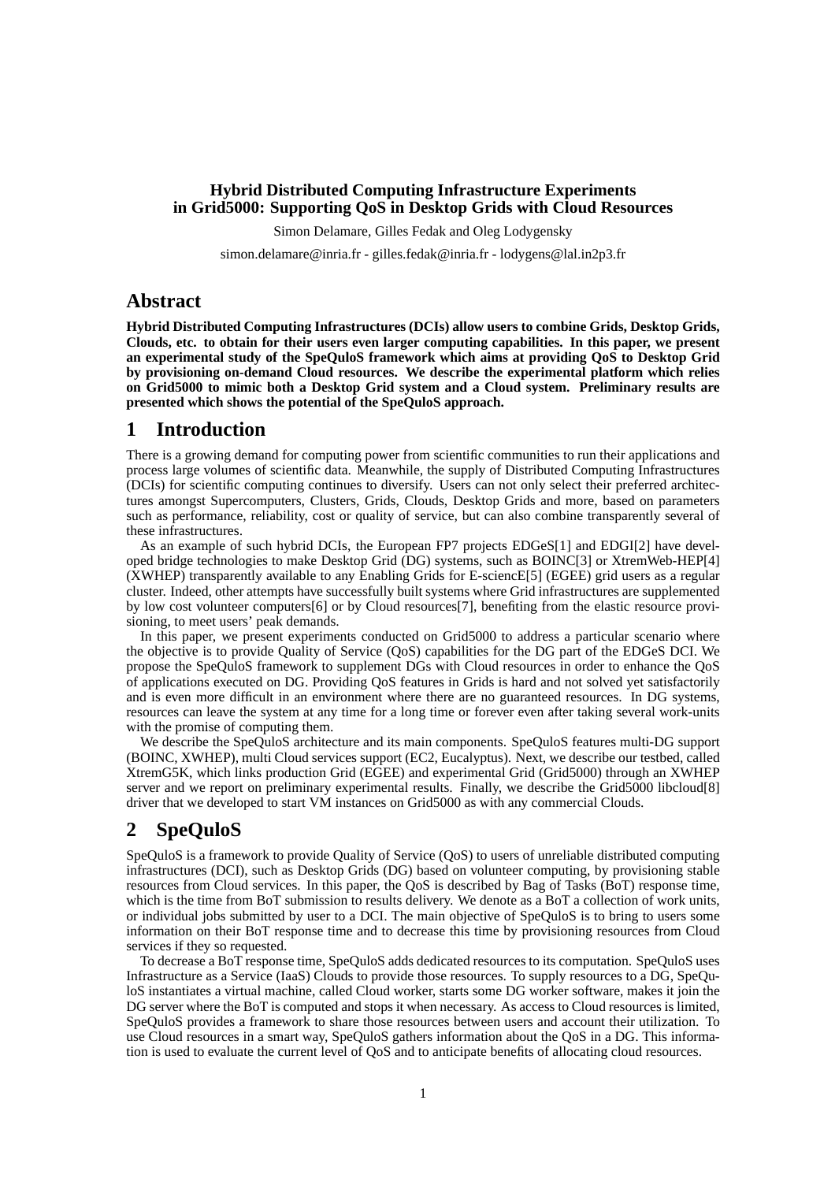# Hybrid Distributed Computing Infrastructure Experiments in Grid5000: Supporting QoS in Desktop Grids with Cloud Resources

Simon Delamare, Gilles Fedak and Oleg Lodygensky

simon.delamare@inria.fr - gilles.fedak@inria.fr - lodygens@lal.in2p3.fr

## Abstract

**Hybrid Distributed Computing Infrastructures (DCIs) allow users to combine Grids, Desktop Grids, Clouds, etc. to obtain for their users even larger computing capabilities. In this paper, we present an experimental study of the SpeQuloS framework which aims at providing QoS to Desktop Grid by provisioning on-demand Cloud resources. We describe the experimental platform which relies on Grid5000 to mimic both a Desktop Grid system and a Cloud system. Preliminary results are presented which shows the potential of the SpeQuloS approach.**

## 1 Introduction

There is a growing demand for computing power from scientific communities to run their applications and process large volumes of scientific data. Meanwhile, the supply of Distributed Computing Infrastructures (DCIs) for scientific computing continues to diversify. Users can not only select their preferred architectures amongst Supercomputers, Clusters, Grids, Clouds, Desktop Grids and more, based on parameters such as performance, reliability, cost or quality of service, but can also combine transparently several of these infrastructures.

As an example of such hybrid DCIs, the European FP7 projects EDGeS[1] and EDGI[2] have developed bridge technologies to make Desktop Grid (DG) systems, such as BOINC[3] or XtremWeb-HEP[4] (XWHEP) transparently available to any Enabling Grids for E-sciencE[5] (EGEE) grid users as a regular cluster. Indeed, other attempts have successfully built systems where Grid infrastructures are supplemented by low cost volunteer computers[6] or by Cloud resources[7], benefiting from the elastic resource provisioning, to meet users' peak demands.

In this paper, we present experiments conducted on Grid5000 to address a particular scenario where the objective is to provide Quality of Service (QoS) capabilities for the DG part of the EDGeS DCI. We propose the SpeQuloS framework to supplement DGs with Cloud resources in order to enhance the QoS of applications executed on DG. Providing QoS features in Grids is hard and not solved yet satisfactorily and is even more difficult in an environment where there are no guaranteed resources. In DG systems, resources can leave the system at any time for a long time or forever even after taking several work-units with the promise of computing them.

We describe the SpeQuloS architecture and its main components. SpeQuloS features multi-DG support (BOINC, XWHEP), multi Cloud services support (EC2, Eucalyptus). Next, we describe our testbed, called XtremG5K, which links production Grid (EGEE) and experimental Grid (Grid5000) through an XWHEP server and we report on preliminary experimental results. Finally, we describe the Grid5000 libcloud[8] driver that we developed to start VM instances on Grid5000 as with any commercial Clouds.

## 2 SpeQuloS

SpeQuloS is a framework to provide Quality of Service (QoS) to users of unreliable distributed computing infrastructures (DCI), such as Desktop Grids (DG) based on volunteer computing, by provisioning stable resources from Cloud services. In this paper, the QoS is described by Bag of Tasks (BoT) response time, which is the time from BoT submission to results delivery. We denote as a BoT a collection of work units, or individual jobs submitted by user to a DCI. The main objective of SpeQuloS is to bring to users some information on their BoT response time and to decrease this time by provisioning resources from Cloud services if they so requested.

To decrease a BoT response time, SpeQuloS adds dedicated resources to its computation. SpeQuloS uses Infrastructure as a Service (IaaS) Clouds to provide those resources. To supply resources to a DG, SpeQuloS instantiates a virtual machine, called Cloud worker, starts some DG worker software, makes it join the DG server where the BoT is computed and stops it when necessary. As access to Cloud resources is limited, SpeQuloS provides a framework to share those resources between users and account their utilization. To use Cloud resources in a smart way, SpeQuloS gathers information about the QoS in a DG. This information is used to evaluate the current level of QoS and to anticipate benefits of allocating cloud resources.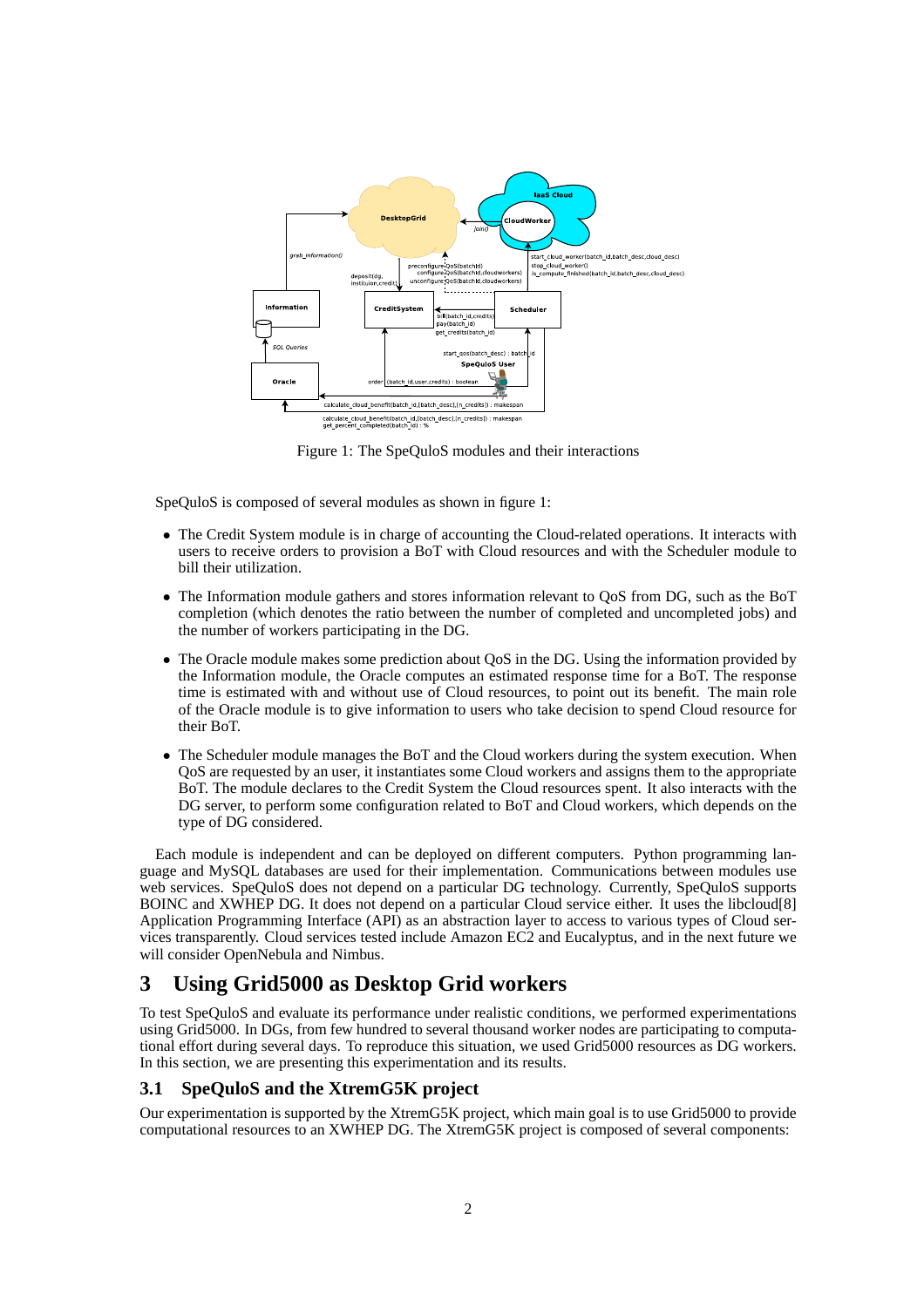Figure 1: The SpeQuloS modules and their interactions

SpeQuloS is composed of several modules as shown in figure 1:

- The Credit System module is in charge of accounting the Cloud-related operations. It interacts with users to receive orders to provision a BoT with Cloud resources and with the Scheduler module to bill their utilization.
- The Information module gathers and stores information relevant to QoS from DG, such as the BoT completion (which denotes the ratio between the number of completed and uncompleted jobs) and the number of workers participating in the DG.
- The Oracle module makes some prediction about QoS in the DG. Using the information provided by the Information module, the Oracle computes an estimated response time for a BoT. The response time is estimated with and without use of Cloud resources, to point out its benefit. The main role of the Oracle module is to give information to users who take decision to spend Cloud resource for their BoT.
- The Scheduler module manages the BoT and the Cloud workers during the system execution. When QoS are requested by an user, it instantiates some Cloud workers and assigns them to the appropriate BoT. The module declares to the Credit System the Cloud resources spent. It also interacts with the DG server, to perform some configuration related to BoT and Cloud workers, which depends on the type of DG considered.

Each module is independent and can be deployed on different computers. Python programming language and MySQL databases are used for their implementation. Communications between modules use web services. SpeQuloS does not depend on a particular DG technology. Currently, SpeQuloS supports BOINC and XWHEP DG. It does not depend on a particular Cloud service either. It uses the libcloud[8] Application Programming Interface (API) as an abstraction layer to access to various types of Cloud services transparently. Cloud services tested include Amazon EC2 and Eucalyptus, and in the next future we will consider OpenNebula and Nimbus.

# 3 Using Grid5000 as Desktop Grid workers

To test SpeQuloS and evaluate its performance under realistic conditions, we performed experimentations using Grid5000. In DGs, from few hundred to several thousand worker nodes are participating to computational effort during several days. To reproduce this situation, we used Grid5000 resources as DG workers. In this section, we are presenting this experimentation and its results.

## 3.1 SpeQuloS and the XtremG5K project

Our experimentation is supported by the XtremG5K project, which main goal is to use Grid5000 to provide computational resources to an XWHEP DG. The XtremG5K project is composed of several components: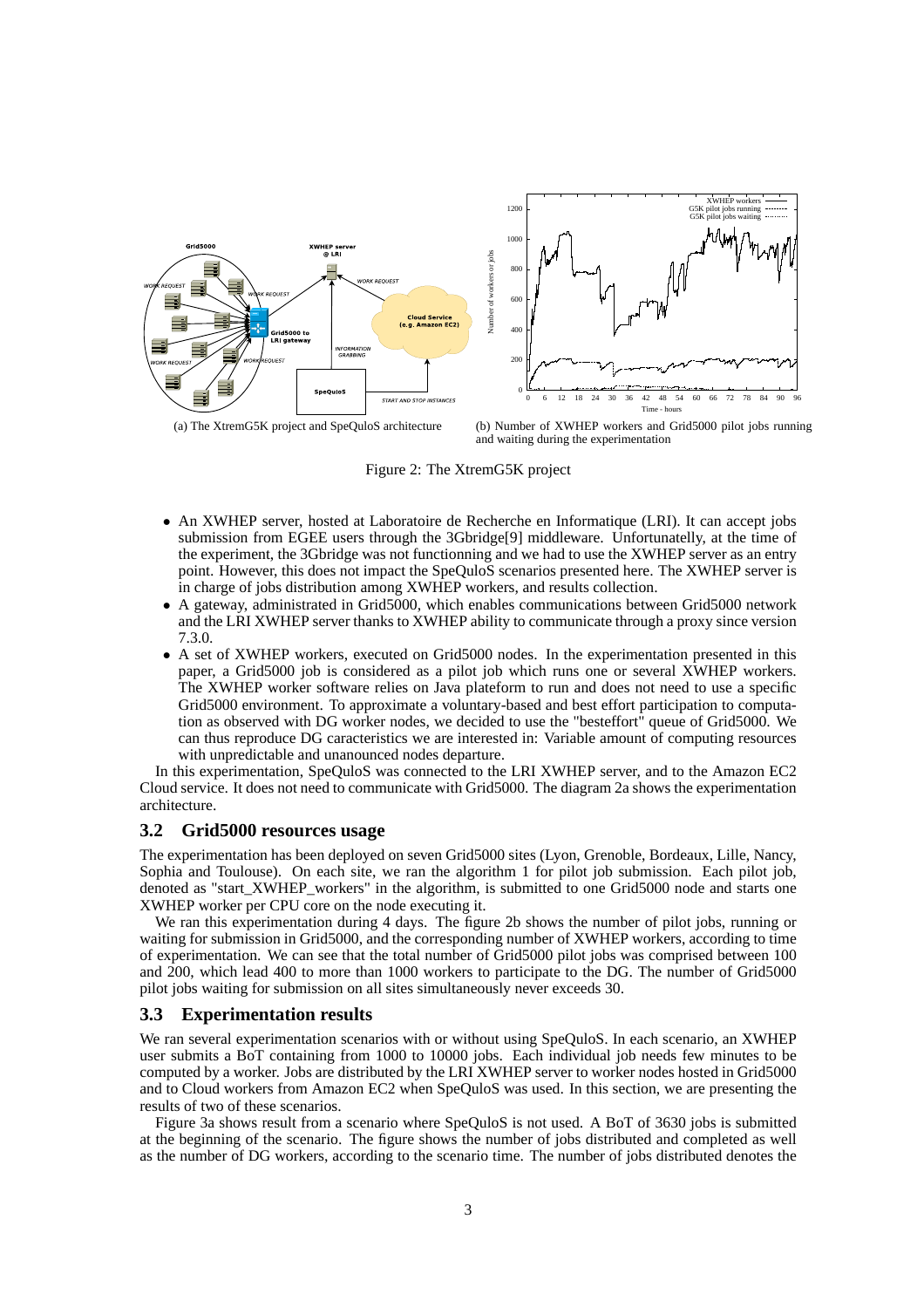(a) The XtremG5K project and SpeQuloS architecture

(b) Number of XWHEP workers and Grid5000 pilot jobs running and waiting during the experimentation

Figure 2: The XtremG5K project

- An XWHEP server, hosted at Laboratoire de Recherche en Informatique (LRI). It can accept jobs submission from EGEE users through the 3Gbridge[9] middleware. Unfortunatelly, at the time of the experiment, the 3Gbridge was not functionning and we had to use the XWHEP server as an entry point. However, this does not impact the SpeQuloS scenarios presented here. The XWHEP server is in charge of jobs distribution among XWHEP workers, and results collection.
- A gateway, administrated in Grid5000, which enables communications between Grid5000 network and the LRI XWHEP server thanks to XWHEP ability to communicate through a proxy since version 7.3.0.
- A set of XWHEP workers, executed on Grid5000 nodes. In the experimentation presented in this paper, a Grid5000 job is considered as a pilot job which runs one or several XWHEP workers. The XWHEP worker software relies on Java plateform to run and does not need to use a specific Grid5000 environment. To approximate a voluntary-based and best effort participation to computation as observed with DG worker nodes, we decided to use the "besteffort" queue of Grid5000. We can thus reproduce DG caracteristics we are interested in: Variable amount of computing resources with unpredictable and unanounced nodes departure.

In this experimentation, SpeQuloS was connected to the LRI XWHEP server, and to the Amazon EC2 Cloud service. It does not need to communicate with Grid5000. The diagram 2a shows the experimentation architecture.

## 3.2 Grid5000 resources usage

The experimentation has been deployed on seven Grid5000 sites (Lyon, Grenoble, Bordeaux, Lille, Nancy, Sophia and Toulouse). On each site, we ran the algorithm 1 for pilot job submission. Each pilot job, denoted as "start_XWHEP_workers" in the algorithm, is submitted to one Grid5000 node and starts one XWHEP worker per CPU core on the node executing it.

We ran this experimentation during 4 days. The figure 2b shows the number of pilot jobs, running or waiting for submission in Grid5000, and the corresponding number of XWHEP workers, according to time of experimentation. We can see that the total number of Grid5000 pilot jobs was comprised between 100 and 200, which lead 400 to more than 1000 workers to participate to the DG. The number of Grid5000 pilot jobs waiting for submission on all sites simultaneously never exceeds 30.

## 3.3 Experimentation results

We ran several experimentation scenarios with or without using SpeQuloS. In each scenario, an XWHEP user submits a BoT containing from 1000 to 10000 jobs. Each individual job needs few minutes to be computed by a worker. Jobs are distributed by the LRI XWHEP server to worker nodes hosted in Grid5000 and to Cloud workers from Amazon EC2 when SpeQuloS was used. In this section, we are presenting the results of two of these scenarios.

Figure 3a shows result from a scenario where SpeQuloS is not used. A BoT of 3630 jobs is submitted at the beginning of the scenario. The figure shows the number of jobs distributed and completed as well as the number of DG workers, according to the scenario time. The number of jobs distributed denotes the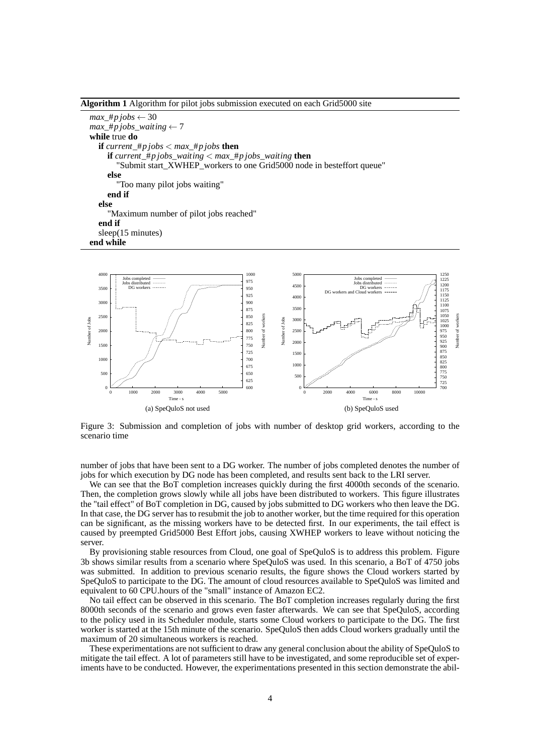**Algorithm 1** Algorithm for pilot jobs submission executed on each Grid5000 site

```
max_#pjobs ← 30
max_#pjobs_waiting ← 7
while true do
  if current_#pjobs < max_#pjobs then
    if current_#pjobs_waiting < max_#pjobs_waiting then
      "Submit start_XWHEP_workers to one Grid5000 node in besteffort queue"
    else
      "Too many pilot jobs waiting"
    end if
  else
    "Maximum number of pilot jobs reached"
  end if
  sleep(15 minutes)
end while
```

(a) SpeQuloS not used

(b) SpeQuloS used

Figure 3: Submission and completion of jobs with number of desktop grid workers, according to the scenario time

number of jobs that have been sent to a DG worker. The number of jobs completed denotes the number of jobs for which execution by DG node has been completed, and results sent back to the LRI server.

We can see that the BoT completion increases quickly during the first 4000th seconds of the scenario. Then, the completion grows slowly while all jobs have been distributed to workers. This figure illustrates the "tail effect" of BoT completion in DG, caused by jobs submitted to DG workers who then leave the DG. In that case, the DG server has to resubmit the job to another worker, but the time required for this operation can be significant, as the missing workers have to be detected first. In our experiments, the tail effect is caused by preempted Grid5000 Best Effort jobs, causing XWHEP workers to leave without noticing the server.

By provisioning stable resources from Cloud, one goal of SpeQuloS is to address this problem. Figure 3b shows similar results from a scenario where SpeQuloS was used. In this scenario, a BoT of 4750 jobs was submitted. In addition to previous scenario results, the figure shows the Cloud workers started by SpeQuloS to participate to the DG. The amount of cloud resources available to SpeQuloS was limited and equivalent to 60 CPU.hours of the "small" instance of Amazon EC2.

No tail effect can be observed in this scenario. The BoT completion increases regularly during the first 8000th seconds of the scenario and grows even faster afterwards. We can see that SpeQuloS, according to the policy used in its Scheduler module, starts some Cloud workers to participate to the DG. The first worker is started at the 15th minute of the scenario. SpeQuloS then adds Cloud workers gradually until the maximum of 20 simultaneous workers is reached.

These experimentations are not sufficient to draw any general conclusion about the ability of SpeQuloS to mitigate the tail effect. A lot of parameters still have to be investigated, and some reproducible set of experiments have to be conducted. However, the experimentations presented in this section demonstrate the abil-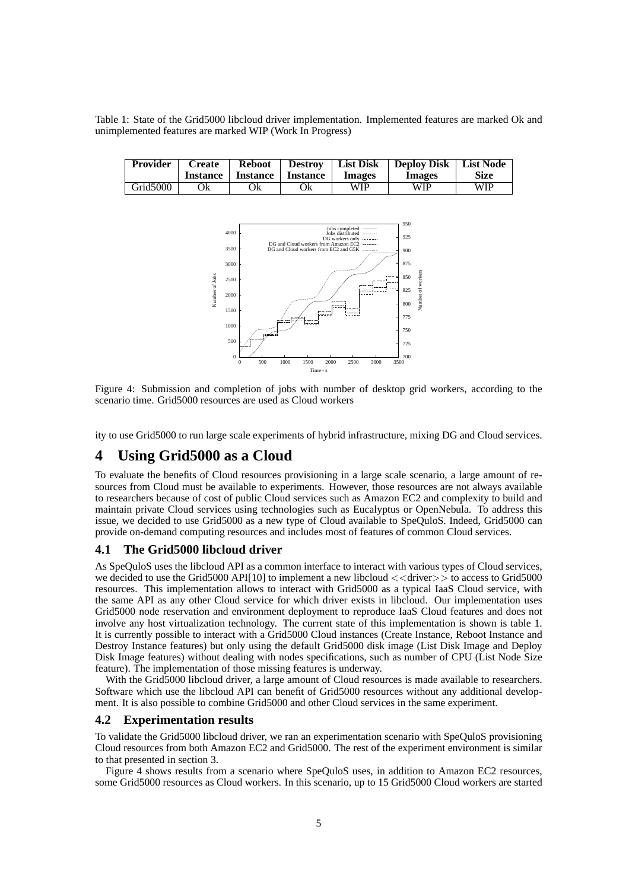Table 1: State of the Grid5000 libcloud driver implementation. Implemented features are marked Ok and unimplemented features are marked WIP (Work In Progress)

| Provider | Create Instance | Reboot Instance | Destroy Instance | List Disk Images | Deploy Disk Images | List Node Size |
|---|---|---|---|---|---|---|
| Grid5000 | Ok | Ok | Ok | WIP | WIP | WIP |

Figure 4: Submission and completion of jobs with number of desktop grid workers, according to the scenario time. Grid5000 resources are used as Cloud workers

ity to use Grid5000 to run large scale experiments of hybrid infrastructure, mixing DG and Cloud services.

# 4 Using Grid5000 as a Cloud

To evaluate the benefits of Cloud resources provisioning in a large scale scenario, a large amount of resources from Cloud must be available to experiments. However, those resources are not always available to researchers because of cost of public Cloud services such as Amazon EC2 and complexity to build and maintain private Cloud services using technologies such as Eucalyptus or OpenNebula. To address this issue, we decided to use Grid5000 as a new type of Cloud available to SpeQuloS. Indeed, Grid5000 can provide on-demand computing resources and includes most of features of common Cloud services.

## 4.1 The Grid5000 libcloud driver

As SpeQuloS uses the libcloud API as a common interface to interact with various types of Cloud services, we decided to use the Grid5000 API[10] to implement a new libcloud <<driver>> to access to Grid5000 resources. This implementation allows to interact with Grid5000 as a typical IaaS Cloud service, with the same API as any other Cloud service for which driver exists in libcloud. Our implementation uses Grid5000 node reservation and environment deployment to reproduce IaaS Cloud features and does not involve any host virtualization technology. The current state of this implementation is shown is table 1. It is currently possible to interact with a Grid5000 Cloud instances (Create Instance, Reboot Instance and Destroy Instance features) but only using the default Grid5000 disk image (List Disk Image and Deploy Disk Image features) without dealing with nodes specifications, such as number of CPU (List Node Size feature). The implementation of those missing features is underway.

With the Grid5000 libcloud driver, a large amount of Cloud resources is made available to researchers. Software which use the libcloud API can benefit of Grid5000 resources without any additional development. It is also possible to combine Grid5000 and other Cloud services in the same experiment.

## 4.2 Experimentation results

To validate the Grid5000 libcloud driver, we ran an experimentation scenario with SpeQuloS provisioning Cloud resources from both Amazon EC2 and Grid5000. The rest of the experiment environment is similar to that presented in section 3.

Figure 4 shows results from a scenario where SpeQuloS uses, in addition to Amazon EC2 resources, some Grid5000 resources as Cloud workers. In this scenario, up to 15 Grid5000 Cloud workers are started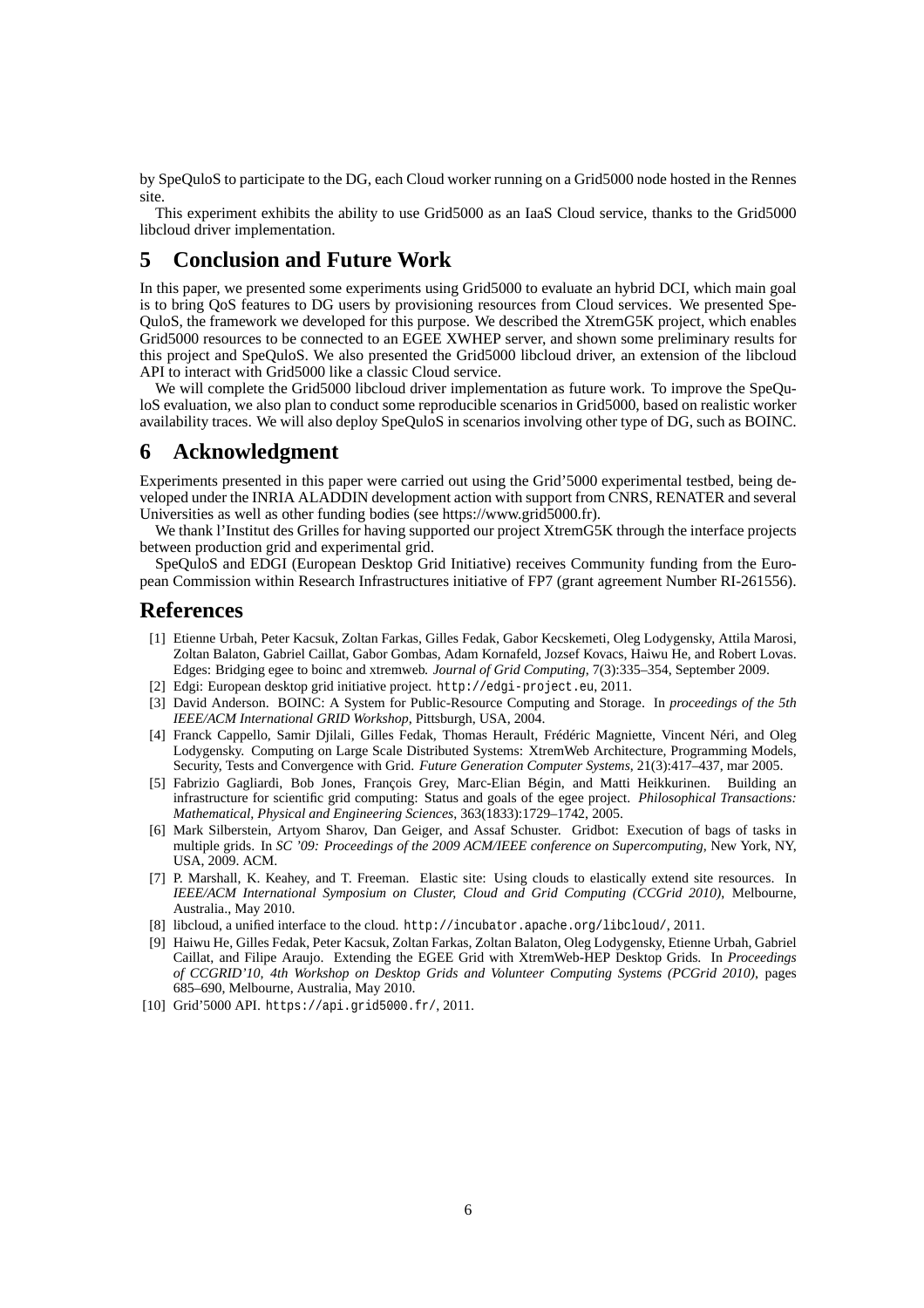by SpeQuloS to participate to the DG, each Cloud worker running on a Grid5000 node hosted in the Rennes site.

This experiment exhibits the ability to use Grid5000 as an IaaS Cloud service, thanks to the Grid5000 libcloud driver implementation.

## 5 Conclusion and Future Work

In this paper, we presented some experiments using Grid5000 to evaluate an hybrid DCI, which main goal is to bring QoS features to DG users by provisioning resources from Cloud services. We presented SpeQuloS, the framework we developed for this purpose. We described the XtremG5K project, which enables Grid5000 resources to be connected to an EGEE XWHEP server, and shown some preliminary results for this project and SpeQuloS. We also presented the Grid5000 libcloud driver, an extension of the libcloud API to interact with Grid5000 like a classic Cloud service.

We will complete the Grid5000 libcloud driver implementation as future work. To improve the SpeQuloS evaluation, we also plan to conduct some reproducible scenarios in Grid5000, based on realistic worker availability traces. We will also deploy SpeQuloS in scenarios involving other type of DG, such as BOINC.

## 6 Acknowledgment

Experiments presented in this paper were carried out using the Grid'5000 experimental testbed, being developed under the INRIA ALADDIN development action with support from CNRS, RENATER and several Universities as well as other funding bodies (see https://www.grid5000.fr).

We thank l'Institut des Grilles for having supported our project XtremG5K through the interface projects between production grid and experimental grid.

SpeQuloS and EDGI (European Desktop Grid Initiative) receives Community funding from the European Commission within Research Infrastructures initiative of FP7 (grant agreement Number RI-261556).

## References

[1] Etienne Urbah, Peter Kacsuk, Zoltan Farkas, Gilles Fedak, Gabor Kecskemeti, Oleg Lodygensky, Attila Marosi, Zoltan Balaton, Gabriel Caillat, Gabor Gombas, Adam Kornafeld, Jozsef Kovacs, Haiwu He, and Robert Lovas. Edges: Bridging egee to boinc and xtremweb. *Journal of Grid Computing*, 7(3):335–354, September 2009.

[2] Edgi: European desktop grid initiative project. http://edgi-project.eu, 2011.

[3] David Anderson. BOINC: A System for Public-Resource Computing and Storage. In *proceedings of the 5th IEEE/ACM International GRID Workshop*, Pittsburgh, USA, 2004.

[4] Franck Cappello, Samir Djilali, Gilles Fedak, Thomas Herault, Frédéric Magniette, Vincent Néri, and Oleg Lodygensky. Computing on Large Scale Distributed Systems: XtremWeb Architecture, Programming Models, Security, Tests and Convergence with Grid. *Future Generation Computer Systems*, 21(3):417–437, mar 2005.

[5] Fabrizio Gagliardi, Bob Jones, François Grey, Marc-Elian Bégin, and Matti Heikkurinen. Building an infrastructure for scientific grid computing: Status and goals of the egee project. *Philosophical Transactions: Mathematical, Physical and Engineering Sciences*, 363(1833):1729–1742, 2005.

[6] Mark Silberstein, Artyom Sharov, Dan Geiger, and Assaf Schuster. Gridbot: Execution of bags of tasks in multiple grids. In *SC '09: Proceedings of the 2009 ACM/IEEE conference on Supercomputing*, New York, NY, USA, 2009. ACM.

[7] P. Marshall, K. Keahey, and T. Freeman. Elastic site: Using clouds to elastically extend site resources. In *IEEE/ACM International Symposium on Cluster, Cloud and Grid Computing (CCGrid 2010)*, Melbourne, Australia., May 2010.

[8] libcloud, a unified interface to the cloud. http://incubator.apache.org/libcloud/, 2011.

[9] Haiwu He, Gilles Fedak, Peter Kacsuk, Zoltan Farkas, Zoltan Balaton, Oleg Lodygensky, Etienne Urbah, Gabriel Caillat, and Filipe Araujo. Extending the EGEE Grid with XtremWeb-HEP Desktop Grids. In *Proceedings of CCGRID'10, 4th Workshop on Desktop Grids and Volunteer Computing Systems (PCGrid 2010)*, pages 685–690, Melbourne, Australia, May 2010.

[10] Grid'5000 API. https://api.grid5000.fr/, 2011.